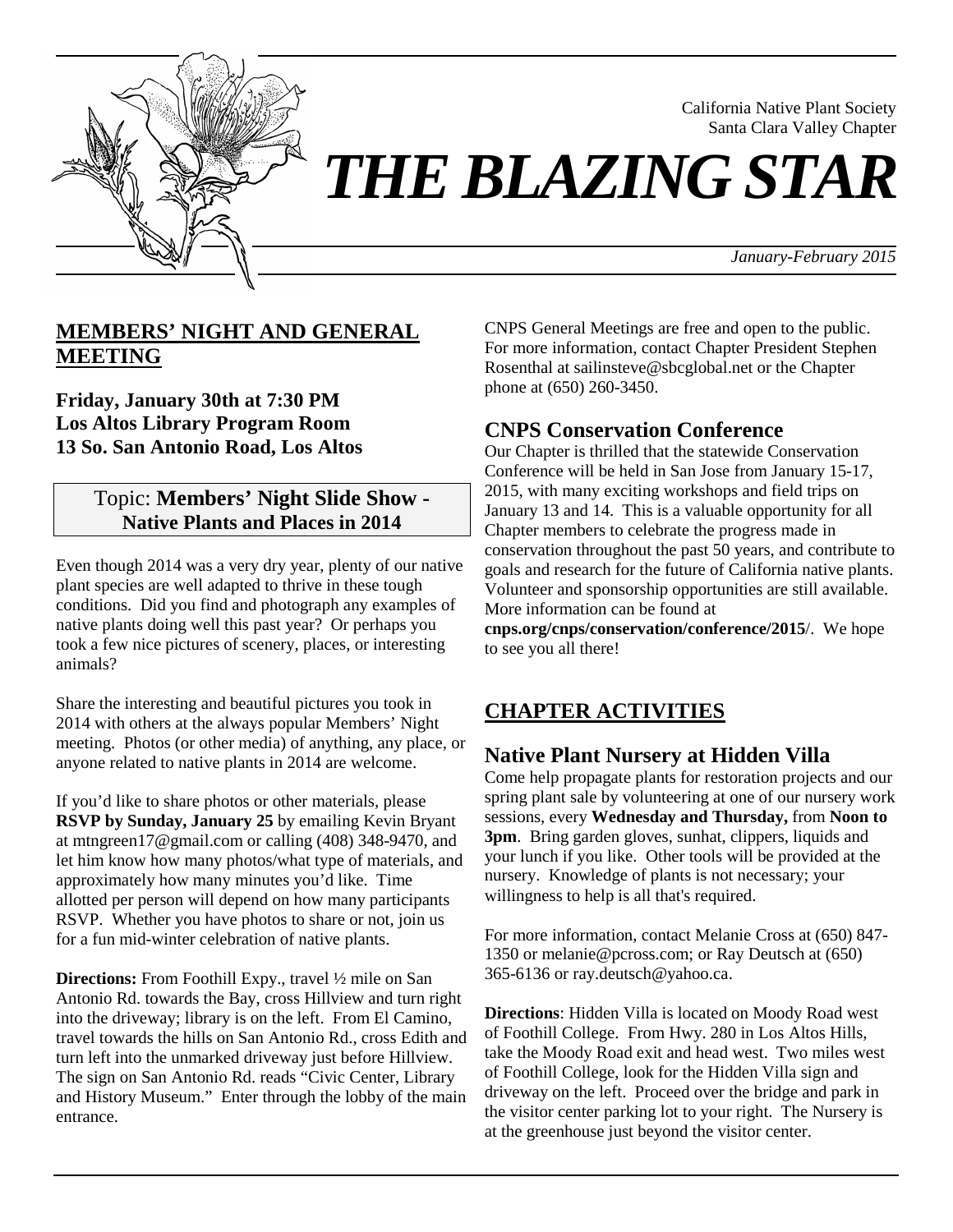California Native Plant Society
Santa Clara Valley Chapter

# *THE BLAZING STAR*

*January-February 2015*

## MEMBERS' NIGHT AND GENERAL MEETING

**Friday, January 30th at 7:30 PM**
**Los Altos Library Program Room**
**13 So. San Antonio Road, Los Altos**

Topic: **Members' Night Slide Show - Native Plants and Places in 2014**

Even though 2014 was a very dry year, plenty of our native plant species are well adapted to thrive in these tough conditions. Did you find and photograph any examples of native plants doing well this past year? Or perhaps you took a few nice pictures of scenery, places, or interesting animals?

Share the interesting and beautiful pictures you took in 2014 with others at the always popular Members' Night meeting. Photos (or other media) of anything, any place, or anyone related to native plants in 2014 are welcome.

If you'd like to share photos or other materials, please **RSVP by Sunday, January 25** by emailing Kevin Bryant at mtngreen17@gmail.com or calling (408) 348-9470, and let him know how many photos/what type of materials, and approximately how many minutes you'd like. Time allotted per person will depend on how many participants RSVP. Whether you have photos to share or not, join us for a fun mid-winter celebration of native plants.

**Directions:** From Foothill Expy., travel ½ mile on San Antonio Rd. towards the Bay, cross Hillview and turn right into the driveway; library is on the left. From El Camino, travel towards the hills on San Antonio Rd., cross Edith and turn left into the unmarked driveway just before Hillview. The sign on San Antonio Rd. reads "Civic Center, Library and History Museum." Enter through the lobby of the main entrance.

CNPS General Meetings are free and open to the public. For more information, contact Chapter President Stephen Rosenthal at sailinsteve@sbcglobal.net or the Chapter phone at (650) 260-3450.

### CNPS Conservation Conference

Our Chapter is thrilled that the statewide Conservation Conference will be held in San Jose from January 15-17, 2015, with many exciting workshops and field trips on January 13 and 14. This is a valuable opportunity for all Chapter members to celebrate the progress made in conservation throughout the past 50 years, and contribute to goals and research for the future of California native plants. Volunteer and sponsorship opportunities are still available. More information can be found at **cnps.org/cnps/conservation/conference/2015**/. We hope to see you all there!

## CHAPTER ACTIVITIES

### Native Plant Nursery at Hidden Villa

Come help propagate plants for restoration projects and our spring plant sale by volunteering at one of our nursery work sessions, every **Wednesday and Thursday,** from **Noon to 3pm**. Bring garden gloves, sunhat, clippers, liquids and your lunch if you like. Other tools will be provided at the nursery. Knowledge of plants is not necessary; your willingness to help is all that's required.

For more information, contact Melanie Cross at (650) 847-1350 or melanie@pcross.com; or Ray Deutsch at (650) 365-6136 or ray.deutsch@yahoo.ca.

**Directions**: Hidden Villa is located on Moody Road west of Foothill College. From Hwy. 280 in Los Altos Hills, take the Moody Road exit and head west. Two miles west of Foothill College, look for the Hidden Villa sign and driveway on the left. Proceed over the bridge and park in the visitor center parking lot to your right. The Nursery is at the greenhouse just beyond the visitor center.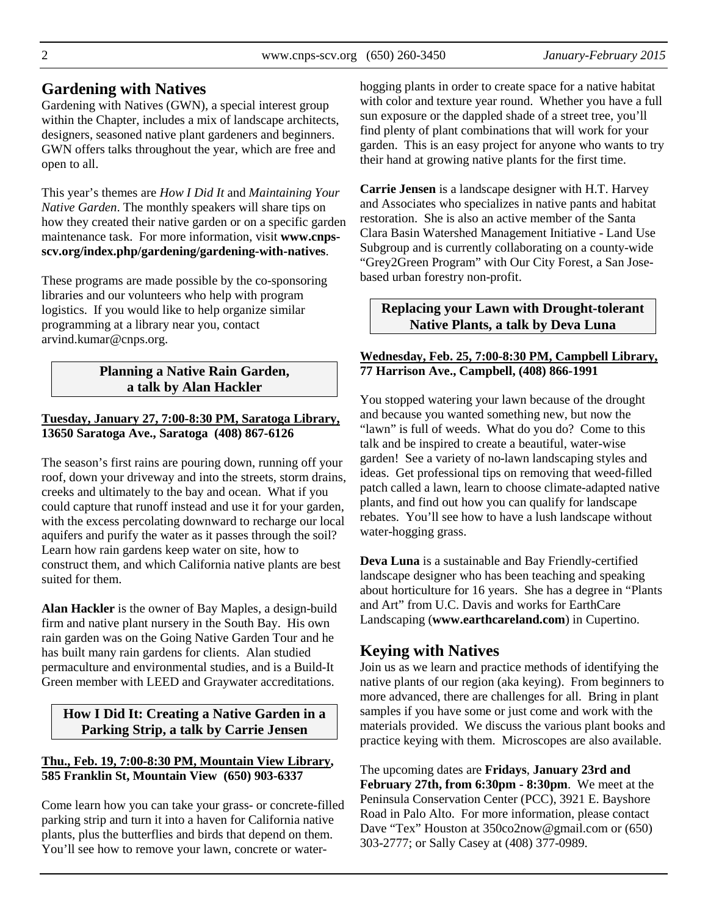## Gardening with Natives

Gardening with Natives (GWN), a special interest group within the Chapter, includes a mix of landscape architects, designers, seasoned native plant gardeners and beginners. GWN offers talks throughout the year, which are free and open to all.

This year's themes are *How I Did It* and *Maintaining Your Native Garden*. The monthly speakers will share tips on how they created their native garden or on a specific garden maintenance task. For more information, visit **www.cnps-scv.org/index.php/gardening/gardening-with-natives**.

These programs are made possible by the co-sponsoring libraries and our volunteers who help with program logistics. If you would like to help organize similar programming at a library near you, contact arvind.kumar@cnps.org.

### Planning a Native Rain Garden, a talk by Alan Hackler

**Tuesday, January 27, 7:00-8:30 PM, Saratoga Library, 13650 Saratoga Ave., Saratoga (408) 867-6126**

The season's first rains are pouring down, running off your roof, down your driveway and into the streets, storm drains, creeks and ultimately to the bay and ocean. What if you could capture that runoff instead and use it for your garden, with the excess percolating downward to recharge our local aquifers and purify the water as it passes through the soil? Learn how rain gardens keep water on site, how to construct them, and which California native plants are best suited for them.

**Alan Hackler** is the owner of Bay Maples, a design-build firm and native plant nursery in the South Bay. His own rain garden was on the Going Native Garden Tour and he has built many rain gardens for clients. Alan studied permaculture and environmental studies, and is a Build-It Green member with LEED and Graywater accreditations.

### How I Did It: Creating a Native Garden in a Parking Strip, a talk by Carrie Jensen

**Thu., Feb. 19, 7:00-8:30 PM, Mountain View Library, 585 Franklin St, Mountain View (650) 903-6337**

Come learn how you can take your grass- or concrete-filled parking strip and turn it into a haven for California native plants, plus the butterflies and birds that depend on them. You'll see how to remove your lawn, concrete or water-hogging plants in order to create space for a native habitat with color and texture year round. Whether you have a full sun exposure or the dappled shade of a street tree, you'll find plenty of plant combinations that will work for your garden. This is an easy project for anyone who wants to try their hand at growing native plants for the first time.

**Carrie Jensen** is a landscape designer with H.T. Harvey and Associates who specializes in native pants and habitat restoration. She is also an active member of the Santa Clara Basin Watershed Management Initiative - Land Use Subgroup and is currently collaborating on a county-wide "Grey2Green Program" with Our City Forest, a San Jose-based urban forestry non-profit.

### Replacing your Lawn with Drought-tolerant Native Plants, a talk by Deva Luna

**Wednesday, Feb. 25, 7:00-8:30 PM, Campbell Library, 77 Harrison Ave., Campbell, (408) 866-1991**

You stopped watering your lawn because of the drought and because you wanted something new, but now the "lawn" is full of weeds. What do you do? Come to this talk and be inspired to create a beautiful, water-wise garden! See a variety of no-lawn landscaping styles and ideas. Get professional tips on removing that weed-filled patch called a lawn, learn to choose climate-adapted native plants, and find out how you can qualify for landscape rebates. You'll see how to have a lush landscape without water-hogging grass.

**Deva Luna** is a sustainable and Bay Friendly-certified landscape designer who has been teaching and speaking about horticulture for 16 years. She has a degree in "Plants and Art" from U.C. Davis and works for EarthCare Landscaping (**www.earthcareland.com**) in Cupertino.

## Keying with Natives

Join us as we learn and practice methods of identifying the native plants of our region (aka keying). From beginners to more advanced, there are challenges for all. Bring in plant samples if you have some or just come and work with the materials provided. We discuss the various plant books and practice keying with them. Microscopes are also available.

The upcoming dates are **Fridays**, **January 23rd and February 27th, from 6:30pm - 8:30pm**. We meet at the Peninsula Conservation Center (PCC), 3921 E. Bayshore Road in Palo Alto. For more information, please contact Dave "Tex" Houston at 350co2now@gmail.com or (650) 303-2777; or Sally Casey at (408) 377-0989.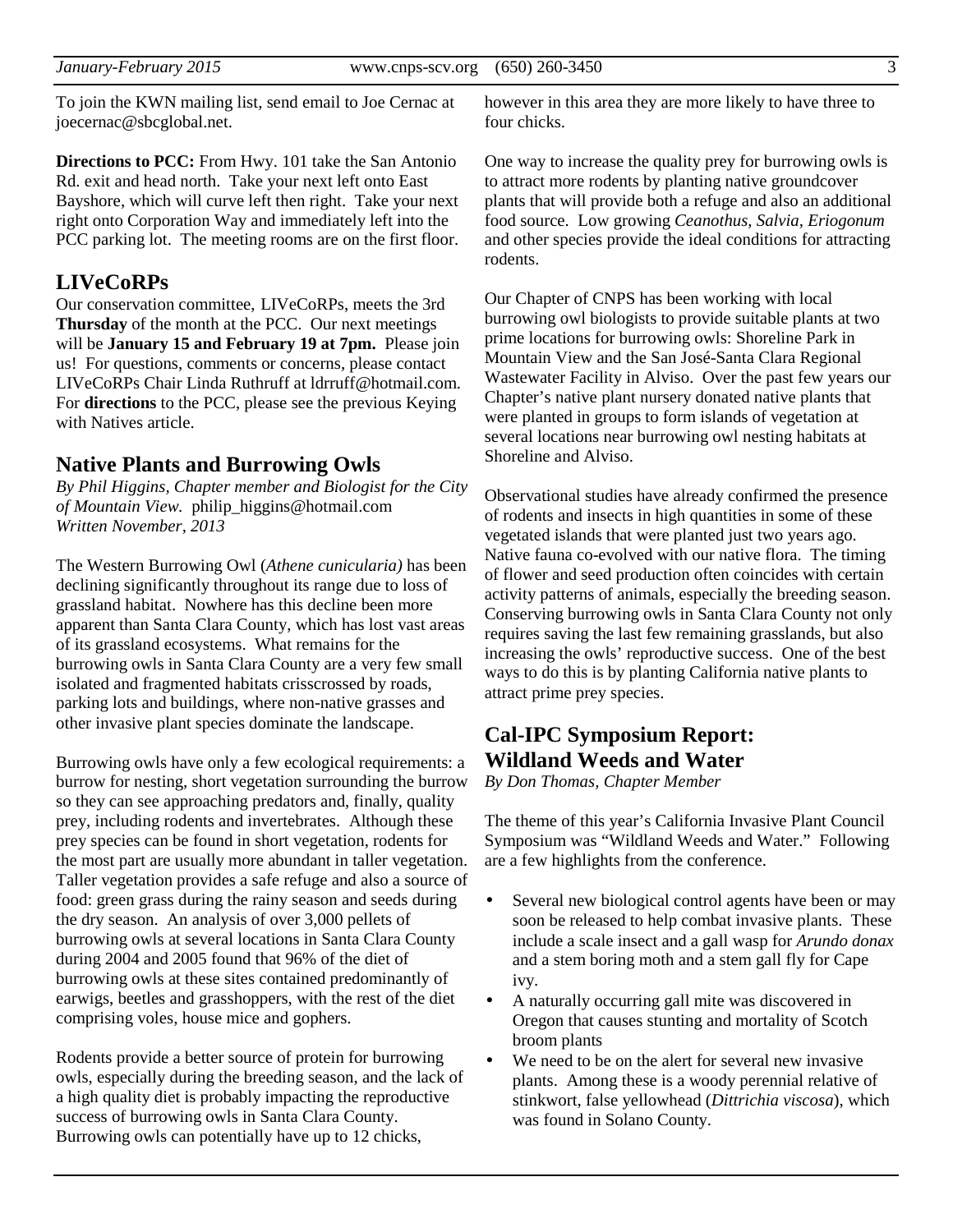To join the KWN mailing list, send email to Joe Cernac at joecernac@sbcglobal.net.

**Directions to PCC:** From Hwy. 101 take the San Antonio Rd. exit and head north. Take your next left onto East Bayshore, which will curve left then right. Take your next right onto Corporation Way and immediately left into the PCC parking lot. The meeting rooms are on the first floor.

## LIVeCoRPs

Our conservation committee, LIVeCoRPs, meets the 3rd **Thursday** of the month at the PCC. Our next meetings will be **January 15 and February 19 at 7pm.** Please join us! For questions, comments or concerns, please contact LIVeCoRPs Chair Linda Ruthruff at ldrruff@hotmail.com. For **directions** to the PCC, please see the previous Keying with Natives article.

## Native Plants and Burrowing Owls

*By Phil Higgins, Chapter member and Biologist for the City of Mountain View.* philip_higgins@hotmail.com
*Written November, 2013*

The Western Burrowing Owl (*Athene cunicularia)* has been declining significantly throughout its range due to loss of grassland habitat. Nowhere has this decline been more apparent than Santa Clara County, which has lost vast areas of its grassland ecosystems. What remains for the burrowing owls in Santa Clara County are a very few small isolated and fragmented habitats crisscrossed by roads, parking lots and buildings, where non-native grasses and other invasive plant species dominate the landscape.

Burrowing owls have only a few ecological requirements: a burrow for nesting, short vegetation surrounding the burrow so they can see approaching predators and, finally, quality prey, including rodents and invertebrates. Although these prey species can be found in short vegetation, rodents for the most part are usually more abundant in taller vegetation. Taller vegetation provides a safe refuge and also a source of food: green grass during the rainy season and seeds during the dry season. An analysis of over 3,000 pellets of burrowing owls at several locations in Santa Clara County during 2004 and 2005 found that 96% of the diet of burrowing owls at these sites contained predominantly of earwigs, beetles and grasshoppers, with the rest of the diet comprising voles, house mice and gophers.

Rodents provide a better source of protein for burrowing owls, especially during the breeding season, and the lack of a high quality diet is probably impacting the reproductive success of burrowing owls in Santa Clara County. Burrowing owls can potentially have up to 12 chicks, however in this area they are more likely to have three to four chicks.

One way to increase the quality prey for burrowing owls is to attract more rodents by planting native groundcover plants that will provide both a refuge and also an additional food source. Low growing *Ceanothus, Salvia, Eriogonum* and other species provide the ideal conditions for attracting rodents.

Our Chapter of CNPS has been working with local burrowing owl biologists to provide suitable plants at two prime locations for burrowing owls: Shoreline Park in Mountain View and the San José-Santa Clara Regional Wastewater Facility in Alviso. Over the past few years our Chapter's native plant nursery donated native plants that were planted in groups to form islands of vegetation at several locations near burrowing owl nesting habitats at Shoreline and Alviso.

Observational studies have already confirmed the presence of rodents and insects in high quantities in some of these vegetated islands that were planted just two years ago. Native fauna co-evolved with our native flora. The timing of flower and seed production often coincides with certain activity patterns of animals, especially the breeding season. Conserving burrowing owls in Santa Clara County not only requires saving the last few remaining grasslands, but also increasing the owls' reproductive success. One of the best ways to do this is by planting California native plants to attract prime prey species.

## Cal-IPC Symposium Report: Wildland Weeds and Water

*By Don Thomas, Chapter Member*

The theme of this year's California Invasive Plant Council Symposium was "Wildland Weeds and Water." Following are a few highlights from the conference.

- Several new biological control agents have been or may soon be released to help combat invasive plants. These include a scale insect and a gall wasp for *Arundo donax* and a stem boring moth and a stem gall fly for Cape ivy.
- A naturally occurring gall mite was discovered in Oregon that causes stunting and mortality of Scotch broom plants
- We need to be on the alert for several new invasive plants. Among these is a woody perennial relative of stinkwort, false yellowhead (*Dittrichia viscosa*), which was found in Solano County.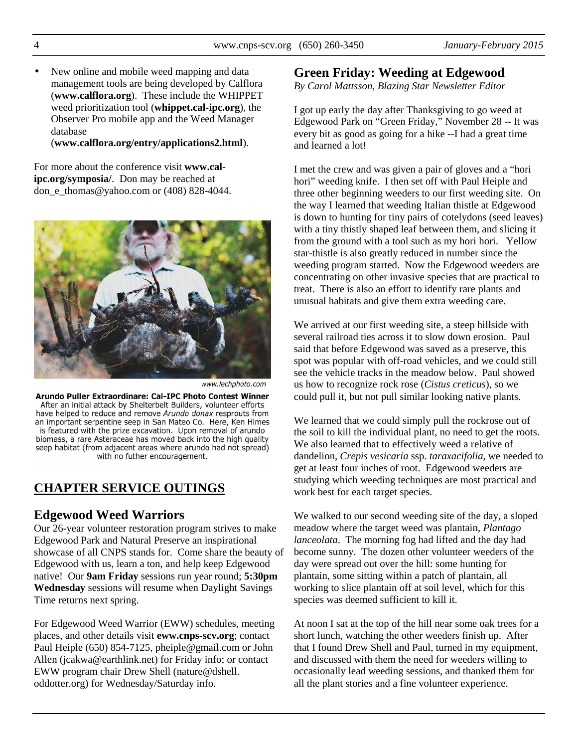- New online and mobile weed mapping and data management tools are being developed by Calflora (**www.calflora.org**). These include the WHIPPET weed prioritization tool (**whippet.cal-ipc.org**), the Observer Pro mobile app and the Weed Manager database (**www.calflora.org/entry/applications2.html**).

For more about the conference visit **www.cal-ipc.org/symposia/**. Don may be reached at don_e_thomas@yahoo.com or (408) 828-4044.

www.lechphoto.com

**Arundo Puller Extraordinare: Cal-IPC Photo Contest Winner**
After an initial attack by Shelterbelt Builders, volunteer efforts have helped to reduce and remove *Arundo donax* resprouts from an important serpentine seep in San Mateo Co. Here, Ken Himes is featured with the prize excavation. Upon removal of arundo biomass, a rare Asteraceae has moved back into the high quality seep habitat (from adjacent areas where arundo had not spread) with no futher encouragement.

## CHAPTER SERVICE OUTINGS

### Edgewood Weed Warriors

Our 26-year volunteer restoration program strives to make Edgewood Park and Natural Preserve an inspirational showcase of all CNPS stands for. Come share the beauty of Edgewood with us, learn a ton, and help keep Edgewood native! Our **9am Friday** sessions run year round; **5:30pm Wednesday** sessions will resume when Daylight Savings Time returns next spring.

For Edgewood Weed Warrior (EWW) schedules, meeting places, and other details visit **eww.cnps-scv.org**; contact Paul Heiple (650) 854-7125, pheiple@gmail.com or John Allen (jcakwa@earthlink.net) for Friday info; or contact EWW program chair Drew Shell (nature@dshell.oddotter.org) for Wednesday/Saturday info.

### Green Friday: Weeding at Edgewood

*By Carol Mattsson, Blazing Star Newsletter Editor*

I got up early the day after Thanksgiving to go weed at Edgewood Park on "Green Friday," November 28 -- It was every bit as good as going for a hike --I had a great time and learned a lot!

I met the crew and was given a pair of gloves and a "hori hori" weeding knife. I then set off with Paul Heiple and three other beginning weeders to our first weeding site. On the way I learned that weeding Italian thistle at Edgewood is down to hunting for tiny pairs of cotelydons (seed leaves) with a tiny thistly shaped leaf between them, and slicing it from the ground with a tool such as my hori hori. Yellow star-thistle is also greatly reduced in number since the weeding program started. Now the Edgewood weeders are concentrating on other invasive species that are practical to treat. There is also an effort to identify rare plants and unusual habitats and give them extra weeding care.

We arrived at our first weeding site, a steep hillside with several railroad ties across it to slow down erosion. Paul said that before Edgewood was saved as a preserve, this spot was popular with off-road vehicles, and we could still see the vehicle tracks in the meadow below. Paul showed us how to recognize rock rose (*Cistus creticus*), so we could pull it, but not pull similar looking native plants.

We learned that we could simply pull the rockrose out of the soil to kill the individual plant, no need to get the roots. We also learned that to effectively weed a relative of dandelion, *Crepis vesicaria* ssp. *taraxacifolia*, we needed to get at least four inches of root. Edgewood weeders are studying which weeding techniques are most practical and work best for each target species.

We walked to our second weeding site of the day, a sloped meadow where the target weed was plantain, *Plantago lanceolata*. The morning fog had lifted and the day had become sunny. The dozen other volunteer weeders of the day were spread out over the hill: some hunting for plantain, some sitting within a patch of plantain, all working to slice plantain off at soil level, which for this species was deemed sufficient to kill it.

At noon I sat at the top of the hill near some oak trees for a short lunch, watching the other weeders finish up. After that I found Drew Shell and Paul, turned in my equipment, and discussed with them the need for weeders willing to occasionally lead weeding sessions, and thanked them for all the plant stories and a fine volunteer experience.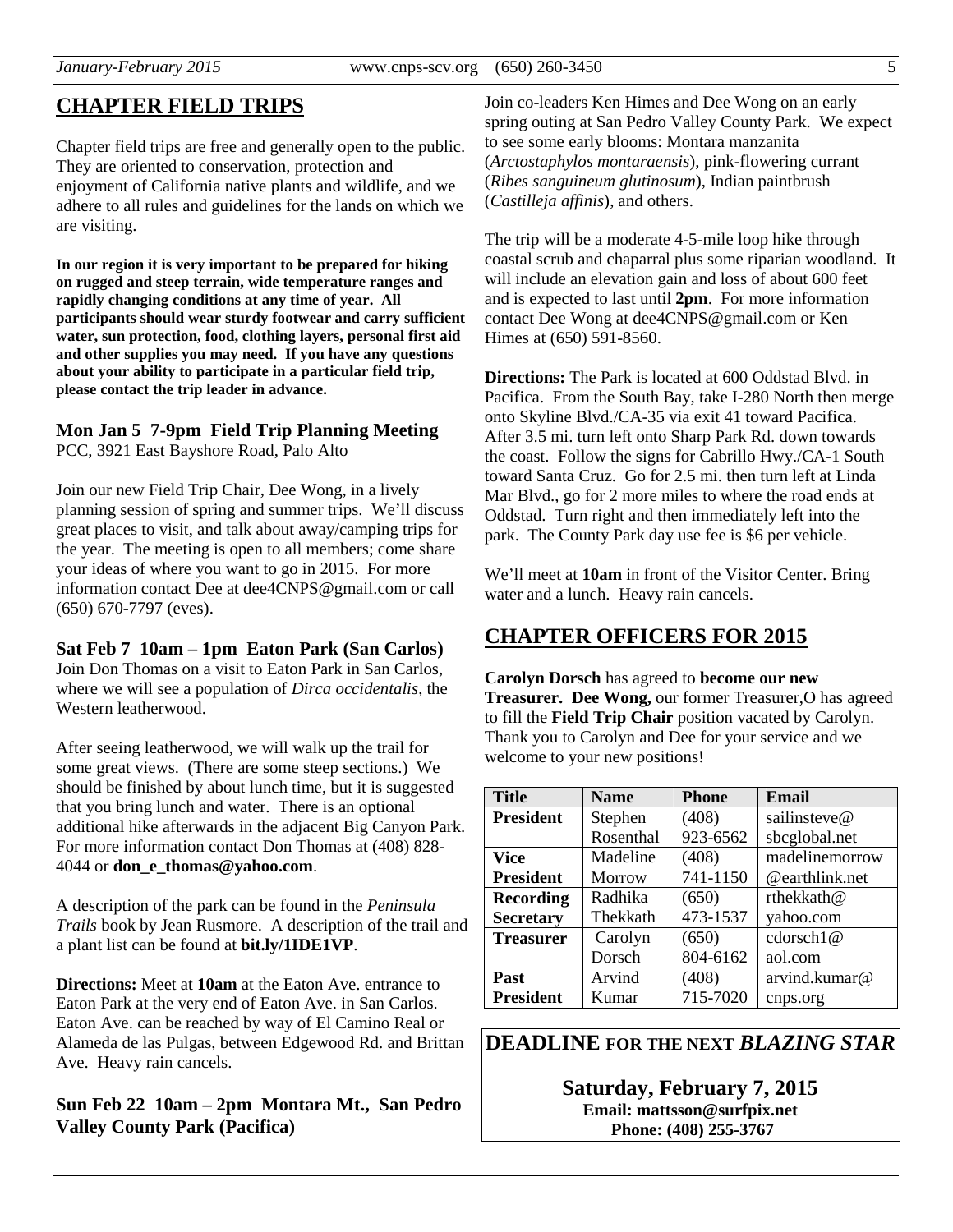## CHAPTER FIELD TRIPS

Chapter field trips are free and generally open to the public. They are oriented to conservation, protection and enjoyment of California native plants and wildlife, and we adhere to all rules and guidelines for the lands on which we are visiting.

**In our region it is very important to be prepared for hiking on rugged and steep terrain, wide temperature ranges and rapidly changing conditions at any time of year. All participants should wear sturdy footwear and carry sufficient water, sun protection, food, clothing layers, personal first aid and other supplies you may need. If you have any questions about your ability to participate in a particular field trip, please contact the trip leader in advance.**

### Mon Jan 5 7-9pm Field Trip Planning Meeting

PCC, 3921 East Bayshore Road, Palo Alto

Join our new Field Trip Chair, Dee Wong, in a lively planning session of spring and summer trips. We'll discuss great places to visit, and talk about away/camping trips for the year. The meeting is open to all members; come share your ideas of where you want to go in 2015. For more information contact Dee at dee4CNPS@gmail.com or call (650) 670-7797 (eves).

### Sat Feb 7 10am – 1pm Eaton Park (San Carlos)

Join Don Thomas on a visit to Eaton Park in San Carlos, where we will see a population of *Dirca occidentalis*, the Western leatherwood.

After seeing leatherwood, we will walk up the trail for some great views. (There are some steep sections.) We should be finished by about lunch time, but it is suggested that you bring lunch and water. There is an optional additional hike afterwards in the adjacent Big Canyon Park. For more information contact Don Thomas at (408) 828-4044 or **don_e_thomas@yahoo.com**.

A description of the park can be found in the *Peninsula Trails* book by Jean Rusmore. A description of the trail and a plant list can be found at **bit.ly/1IDE1VP**.

**Directions:** Meet at **10am** at the Eaton Ave. entrance to Eaton Park at the very end of Eaton Ave. in San Carlos. Eaton Ave. can be reached by way of El Camino Real or Alameda de las Pulgas, between Edgewood Rd. and Brittan Ave. Heavy rain cancels.

### Sun Feb 22 10am – 2pm Montara Mt., San Pedro Valley County Park (Pacifica)

Join co-leaders Ken Himes and Dee Wong on an early spring outing at San Pedro Valley County Park. We expect to see some early blooms: Montara manzanita (*Arctostaphylos montaraensis*), pink-flowering currant (*Ribes sanguineum glutinosum*), Indian paintbrush (*Castilleja affinis*), and others.

The trip will be a moderate 4-5-mile loop hike through coastal scrub and chaparral plus some riparian woodland. It will include an elevation gain and loss of about 600 feet and is expected to last until **2pm**. For more information contact Dee Wong at dee4CNPS@gmail.com or Ken Himes at (650) 591-8560.

**Directions:** The Park is located at 600 Oddstad Blvd. in Pacifica. From the South Bay, take I-280 North then merge onto Skyline Blvd./CA-35 via exit 41 toward Pacifica. After 3.5 mi. turn left onto Sharp Park Rd. down towards the coast. Follow the signs for Cabrillo Hwy./CA-1 South toward Santa Cruz. Go for 2.5 mi. then turn left at Linda Mar Blvd., go for 2 more miles to where the road ends at Oddstad. Turn right and then immediately left into the park. The County Park day use fee is $6 per vehicle.

We'll meet at **10am** in front of the Visitor Center. Bring water and a lunch. Heavy rain cancels.

## CHAPTER OFFICERS FOR 2015

**Carolyn Dorsch** has agreed to **become our new Treasurer. Dee Wong,** our former Treasurer,O has agreed to fill the **Field Trip Chair** position vacated by Carolyn. Thank you to Carolyn and Dee for your service and we welcome to your new positions!

| Title | Name | Phone | Email |
|---|---|---|---|
| **President** | Stephen Rosenthal | (408) 923-6562 | sailinsteve@sbcglobal.net |
| **Vice President** | Madeline Morrow | (408) 741-1150 | madelinemorrow@earthlink.net |
| **Recording Secretary** | Radhika Thekkath | (650) 473-1537 | rthekkath@yahoo.com |
| **Treasurer** | Carolyn Dorsch | (650) 804-6162 | cdorsch1@aol.com |
| **Past President** | Arvind Kumar | (408) 715-7020 | arvind.kumar@cnps.org |

**DEADLINE FOR THE NEXT *BLAZING STAR***

**Saturday, February 7, 2015**
**Email: mattsson@surfpix.net**
**Phone: (408) 255-3767**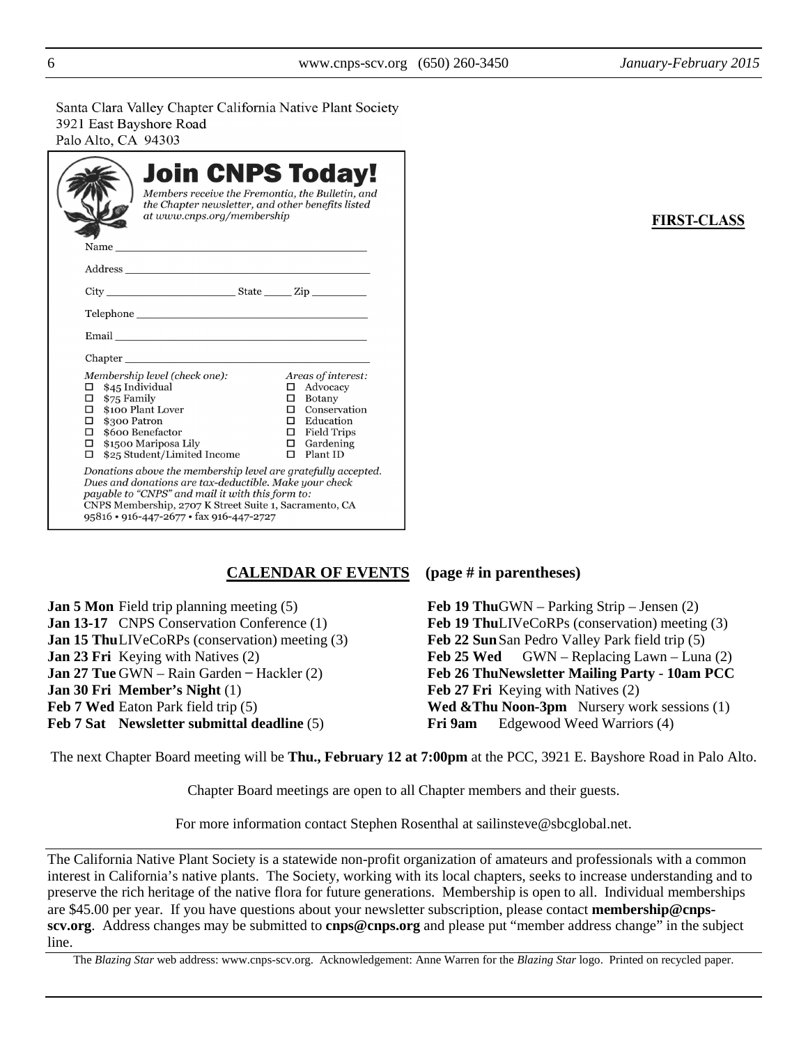Santa Clara Valley Chapter California Native Plant Society
3921 East Bayshore Road
Palo Alto, CA 94303

**FIRST-CLASS**

# Join CNPS Today!

*Members receive the Fremontia, the Bulletin, and the Chapter newsletter, and other benefits listed at www.cnps.org/membership*

Name ______________________________

Address ______________________________

City ____________________ State _____ Zip _________

Telephone ______________________________

Email ______________________________

Chapter ______________________________

*Membership level (check one):*

- ☐ $45 Individual
- ☐ $75 Family
- ☐ $100 Plant Lover
- ☐ $300 Patron
- ☐ $600 Benefactor
- ☐ $1500 Mariposa Lily
- ☐ $25 Student/Limited Income

*Areas of interest:*

- ☐ Advocacy
- ☐ Botany
- ☐ Conservation
- ☐ Education
- ☐ Field Trips
- ☐ Gardening
- ☐ Plant ID

*Donations above the membership level are gratefully accepted. Dues and donations are tax-deductible. Make your check payable to "CNPS" and mail it with this form to:*
CNPS Membership, 2707 K Street Suite 1, Sacramento, CA 95816 • 916-447-2677 • fax 916-447-2727

## CALENDAR OF EVENTS (page # in parentheses)

**Jan 5 Mon** Field trip planning meeting (5)
**Jan 13-17** CNPS Conservation Conference (1)
**Jan 15 Thu** LIVeCoRPs (conservation) meeting (3)
**Jan 23 Fri** Keying with Natives (2)
**Jan 27 Tue** GWN – Rain Garden – Hackler (2)
**Jan 30 Fri Member's Night** (1)
**Feb 7 Wed** Eaton Park field trip (5)
**Feb 7 Sat Newsletter submittal deadline** (5)
**Feb 19 Thu** GWN – Parking Strip – Jensen (2)
**Feb 19 Thu** LIVeCoRPs (conservation) meeting (3)
**Feb 22 Sun** San Pedro Valley Park field trip (5)
**Feb 25 Wed** GWN – Replacing Lawn – Luna (2)
**Feb 26 Thu Newsletter Mailing Party - 10am PCC**
**Feb 27 Fri** Keying with Natives (2)
**Wed &Thu Noon-3pm** Nursery work sessions (1)
**Fri 9am** Edgewood Weed Warriors (4)

The next Chapter Board meeting will be **Thu., February 12 at 7:00pm** at the PCC, 3921 E. Bayshore Road in Palo Alto.

Chapter Board meetings are open to all Chapter members and their guests.

For more information contact Stephen Rosenthal at sailinsteve@sbcglobal.net.

The California Native Plant Society is a statewide non-profit organization of amateurs and professionals with a common interest in California's native plants. The Society, working with its local chapters, seeks to increase understanding and to preserve the rich heritage of the native flora for future generations. Membership is open to all. Individual memberships are $45.00 per year. If you have questions about your newsletter subscription, please contact **membership@cnps-scv.org**. Address changes may be submitted to **cnps@cnps.org** and please put "member address change" in the subject line.

The *Blazing Star* web address: www.cnps-scv.org. Acknowledgement: Anne Warren for the *Blazing Star* logo. Printed on recycled paper.